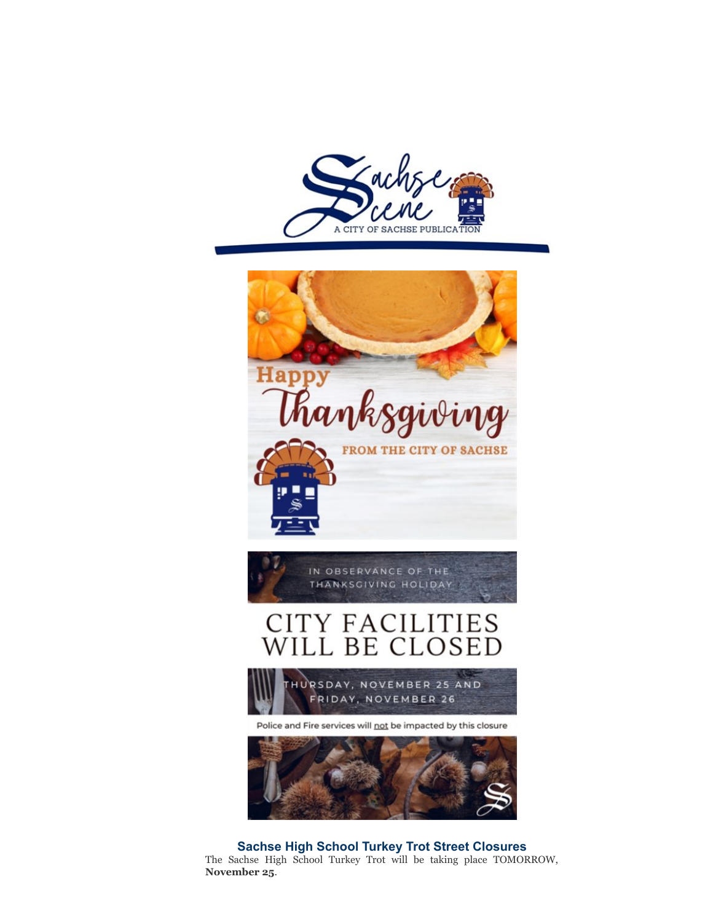Sachse Scene

A CITY OF SACHSE PUBLICATION

Happy Thanksgiving

FROM THE CITY OF SACHSE

IN OBSERVANCE OF THE THANKSGIVING HOLIDAY

CITY FACILITIES WILL BE CLOSED

THURSDAY, NOVEMBER 25 AND FRIDAY, NOVEMBER 26

Police and Fire services will not be impacted by this closure

### Sachse High School Turkey Trot Street Closures

The Sachse High School Turkey Trot will be taking place TOMORROW, **November 25**.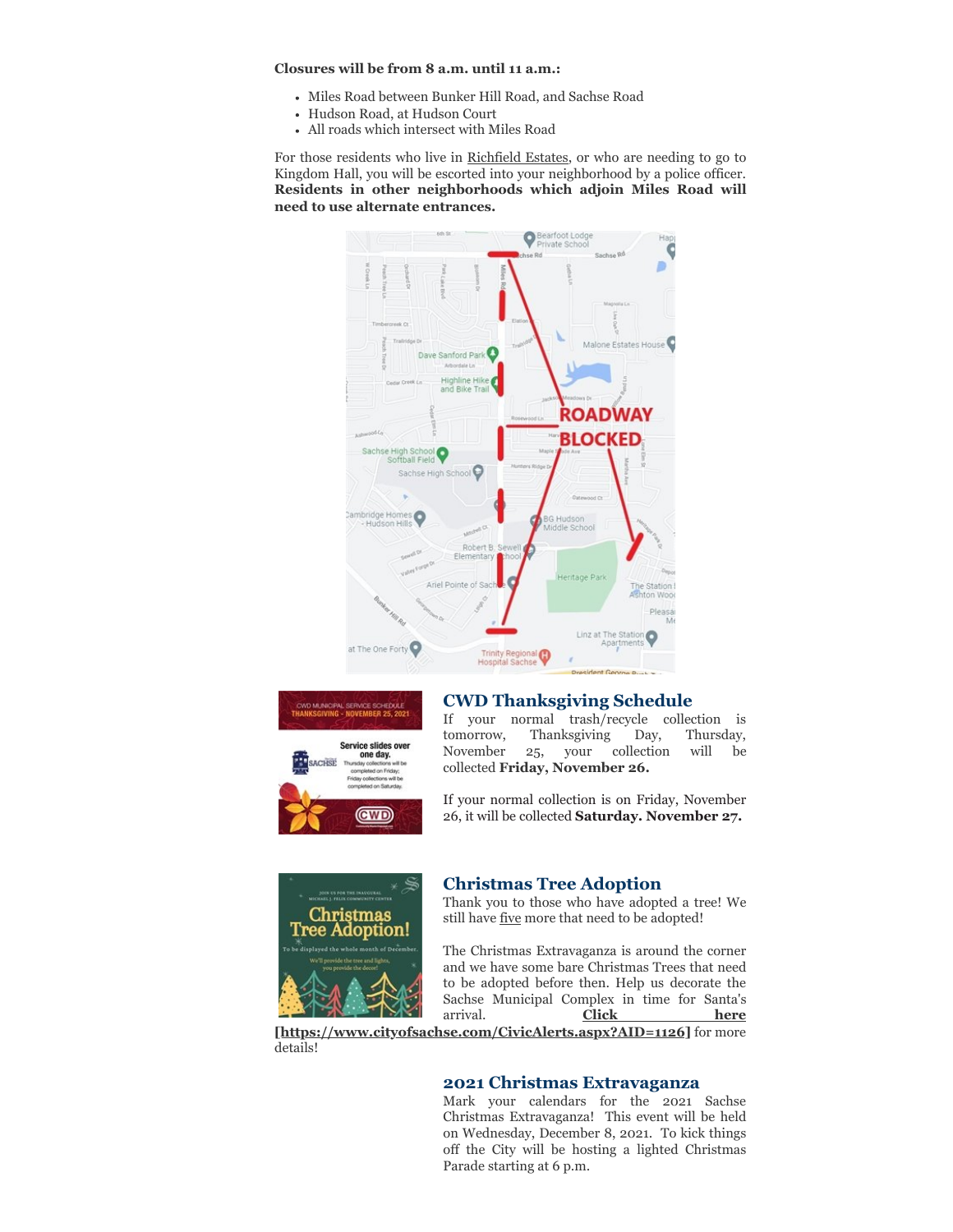**Closures will be from 8 a.m. until 11 a.m.:**

- Miles Road between Bunker Hill Road, and Sachse Road
- Hudson Road, at Hudson Court
- All roads which intersect with Miles Road

For those residents who live in Richfield Estates, or who are needing to go to Kingdom Hall, you will be escorted into your neighborhood by a police officer. **Residents in other neighborhoods which adjoin Miles Road will need to use alternate entrances.**

## CWD Thanksgiving Schedule

If your normal trash/recycle collection is tomorrow, Thanksgiving Day, Thursday, November 25, your collection will be collected **Friday, November 26.**

If your normal collection is on Friday, November 26, it will be collected **Saturday. November 27.**

## Christmas Tree Adoption

Thank you to those who have adopted a tree! We still have five more that need to be adopted!

The Christmas Extravaganza is around the corner and we have some bare Christmas Trees that need to be adopted before then. Help us decorate the Sachse Municipal Complex in time for Santa's arrival. **Click here [https://www.cityofsachse.com/CivicAlerts.aspx?AID=1126]** for more details!

## 2021 Christmas Extravaganza

Mark your calendars for the 2021 Sachse Christmas Extravaganza! This event will be held on Wednesday, December 8, 2021. To kick things off the City will be hosting a lighted Christmas Parade starting at 6 p.m.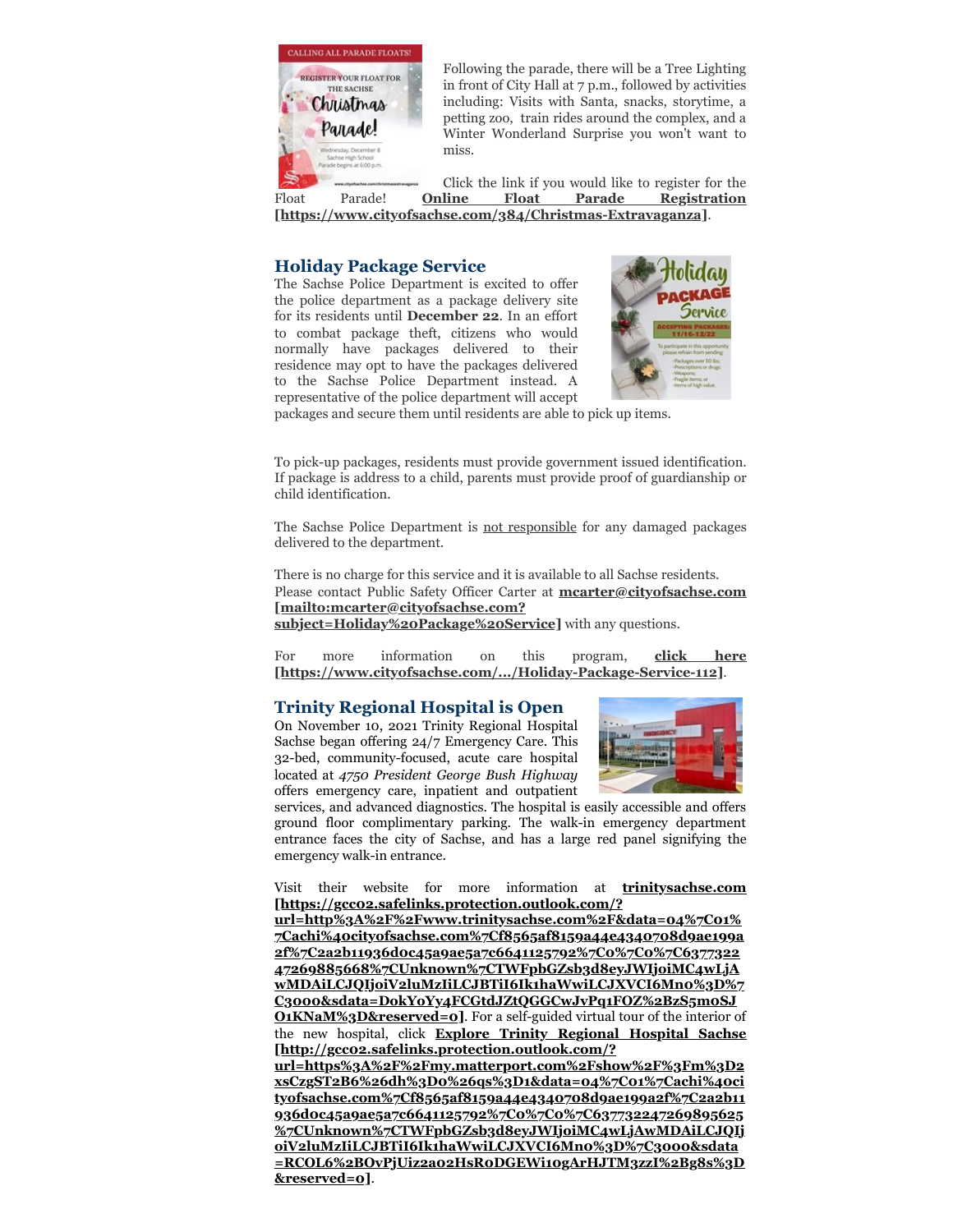Following the parade, there will be a Tree Lighting in front of City Hall at 7 p.m., followed by activities including: Visits with Santa, snacks, storytime, a petting zoo, train rides around the complex, and a Winter Wonderland Surprise you won't want to miss.

Click the link if you would like to register for the Float Parade! **Online Float Parade Registration [https://www.cityofsachse.com/384/Christmas-Extravaganza]**.

## Holiday Package Service

The Sachse Police Department is excited to offer the police department as a package delivery site for its residents until **December 22**. In an effort to combat package theft, citizens who would normally have packages delivered to their residence may opt to have the packages delivered to the Sachse Police Department instead. A representative of the police department will accept packages and secure them until residents are able to pick up items.

To pick-up packages, residents must provide government issued identification. If package is address to a child, parents must provide proof of guardianship or child identification.

The Sachse Police Department is not responsible for any damaged packages delivered to the department.

There is no charge for this service and it is available to all Sachse residents. Please contact Public Safety Officer Carter at **mcarter@cityofsachse.com [mailto:mcarter@cityofsachse.com?subject=Holiday%20Package%20Service]** with any questions.

For more information on this program, **click here [https://www.cityofsachse.com/.../Holiday-Package-Service-112]**.

## Trinity Regional Hospital is Open

On November 10, 2021 Trinity Regional Hospital Sachse began offering 24/7 Emergency Care. This 32-bed, community-focused, acute care hospital located at *4750 President George Bush Highway* offers emergency care, inpatient and outpatient services, and advanced diagnostics. The hospital is easily accessible and offers ground floor complimentary parking. The walk-in emergency department entrance faces the city of Sachse, and has a large red panel signifying the emergency walk-in entrance.

Visit their website for more information at **trinitysachse.com [https://gcc02.safelinks.protection.outlook.com/?url=http%3A%2F%2Fwww.trinitysachse.com%2F&data=04%7C01%7Cachi%40cityofsachse.com%7Cf8565af8159a44e4340708d9ae199a2f%7C2a2b11936d0c45a9ae5a7c6641125792%7C0%7C0%7C637732247269885668%7CUnknown%7CTWFpbGZsb3d8eyJWIjoiMC4wLjAwMDAiLCJQIjoiV2luMzIiLCJBTiI6Ik1haWwiLCJXVCI6Mn0%3D%7C3000&sdata=DokYoYy4FCGtdJZtQGGCwJvPq1FOZ%2BzS5moSJO1KNaM%3D&reserved=0]**. For a self-guided virtual tour of the interior of the new hospital, click **Explore Trinity Regional Hospital Sachse [http://gcc02.safelinks.protection.outlook.com/?url=https%3A%2F%2Fmy.matterport.com%2Fshow%2F%3Fm%3D2xsCzgST2B6%26dh%3D0%26qs%3D1&data=04%7C01%7Cachi%40cityofsachse.com%7Cf8565af8159a44e4340708d9ae199a2f%7C2a2b11936d0c45a9ae5a7c6641125792%7C0%7C0%7C637732247269895625%7CUnknown%7CTWFpbGZsb3d8eyJWIjoiMC4wLjAwMDAiLCJQIjoiV2luMzIiLCJBTiI6Ik1haWwiLCJXVCI6Mn0%3D%7C3000&sdata=RCOL6%2BOvPjUiz2a02HsR0DGEWi10gArHJTM3zzI%2Bg8s%3D&reserved=0]**.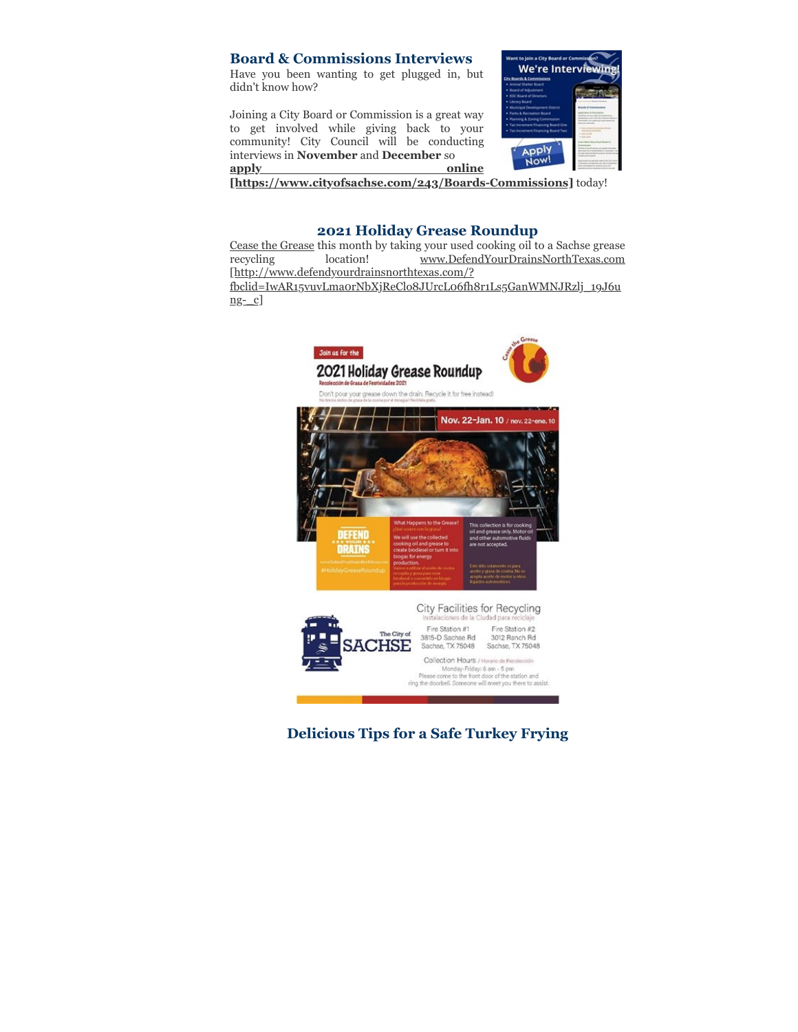## Board & Commissions Interviews

Have you been wanting to get plugged in, but didn't know how?

Joining a City Board or Commission is a great way to get involved while giving back to your community! City Council will be conducting interviews in **November** and **December** so **apply online [https://www.cityofsachse.com/243/Boards-Commissions]** today!

## 2021 Holiday Grease Roundup

Cease the Grease this month by taking your used cooking oil to a Sachse grease recycling location! www.DefendYourDrainsNorthTexas.com [http://www.defendyourdrainsnorthtexas.com/?fbclid=IwAR15vuvLma0rNbXjReClo8JUrcL06fh8r1Ls5GanWMNJRzlj_19J6ung-_c]

## Delicious Tips for a Safe Turkey Frying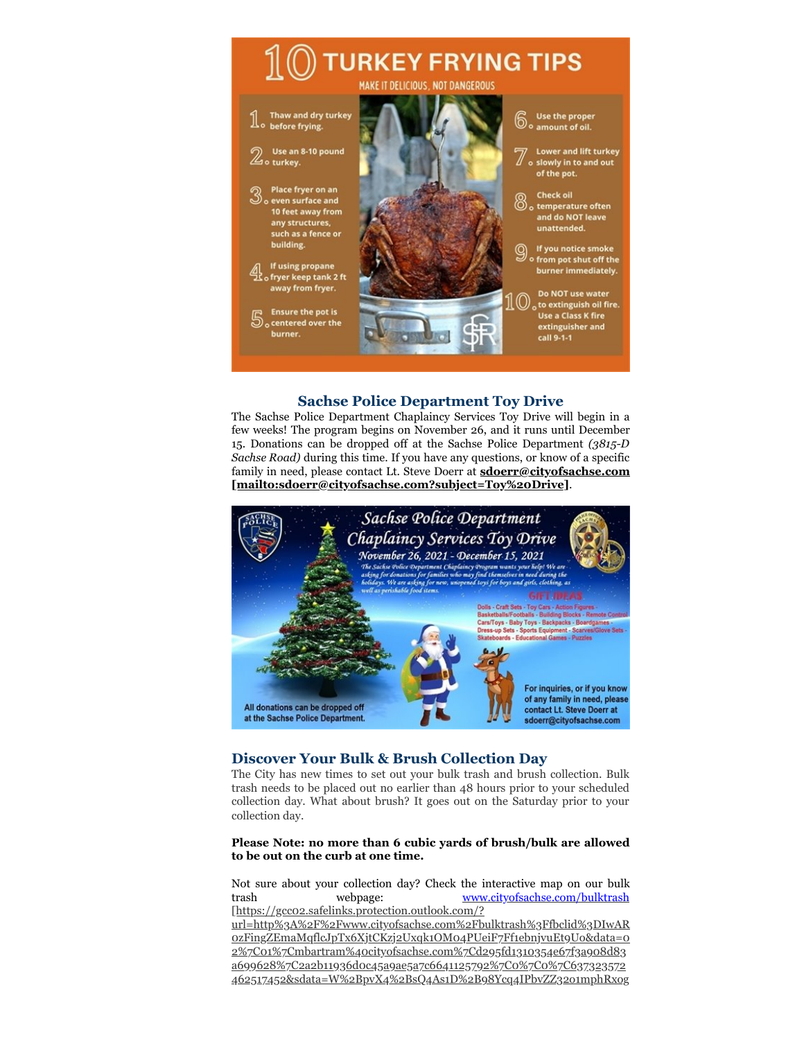# 10 TURKEY FRYING TIPS

MAKE IT DELICIOUS, NOT DANGEROUS

1. Thaw and dry turkey before frying.
2. Use an 8-10 pound turkey.
3. Place fryer on an even surface and 10 feet away from any structures, such as a fence or building.
4. If using propane fryer keep tank 2 ft away from fryer.
5. Ensure the pot is centered over the burner.
6. Use the proper amount of oil.
7. Lower and lift turkey slowly in to and out of the pot.
8. Check oil temperature often and do NOT leave unattended.
9. If you notice smoke from pot shut off the burner immediately.
10. Do NOT use water to extinguish oil fire. Use a Class K fire extinguisher and call 9-1-1

## Sachse Police Department Toy Drive

The Sachse Police Department Chaplaincy Services Toy Drive will begin in a few weeks! The program begins on November 26, and it runs until December 15. Donations can be dropped off at the Sachse Police Department *(3815-D Sachse Road)* during this time. If you have any questions, or know of a specific family in need, please contact Lt. Steve Doerr at **sdoerr@cityofsachse.com [mailto:sdoerr@cityofsachse.com?subject=Toy%20Drive]**.

Sachse Police Department Chaplaincy Services Toy Drive

November 26, 2021 - December 15, 2021

*The Sachse Police Department Chaplaincy Program wants your help! We are asking for donations for families who may find themselves in need during the holidays. We are asking for new, unopened toys for boys and girls, clothing, as well as perishable food items.*

GIFT IDEAS

Dolls - Craft Sets - Toy Cars - Action Figures - Basketballs/Footballs - Building Blocks - Remote Control Cars/Toys - Baby Toys - Backpacks - Boardgames - Dress-up Sets - Sports Equipment - Scarves/Glove Sets - Skateboards - Educational Games - Puzzles

All donations can be dropped off at the Sachse Police Department.

For inquiries, or if you know of any family in need, please contact Lt. Steve Doerr at sdoerr@cityofsachse.com

## Discover Your Bulk & Brush Collection Day

The City has new times to set out your bulk trash and brush collection. Bulk trash needs to be placed out no earlier than 48 hours prior to your scheduled collection day. What about brush? It goes out on the Saturday prior to your collection day.

**Please Note: no more than 6 cubic yards of brush/bulk are allowed to be out on the curb at one time.**

Not sure about your collection day? Check the interactive map on our bulk trash webpage: www.cityofsachse.com/bulktrash [https://gcc02.safelinks.protection.outlook.com/?url=http%3A%2F%2Fwww.cityofsachse.com%2Fbulktrash%3Ffbclid%3DIwAR0zFingZEmaMqflcJpTx6XjtCKzj2Uxqk1OM04PUeiF7Ff1ebnjvuEt9U0&data=02%7C01%7Cmbartram%40cityofsachse.com%7Cd295fd1310354e67f3a908d83a699628%7C2a2b11936d0c45a9ae5a7c6641125792%7C0%7C0%7C637323572462517452&sdata=W%2BpvX4%2BsQ4As1D%2B98Ycq4IPbvZZ3201mphRx0g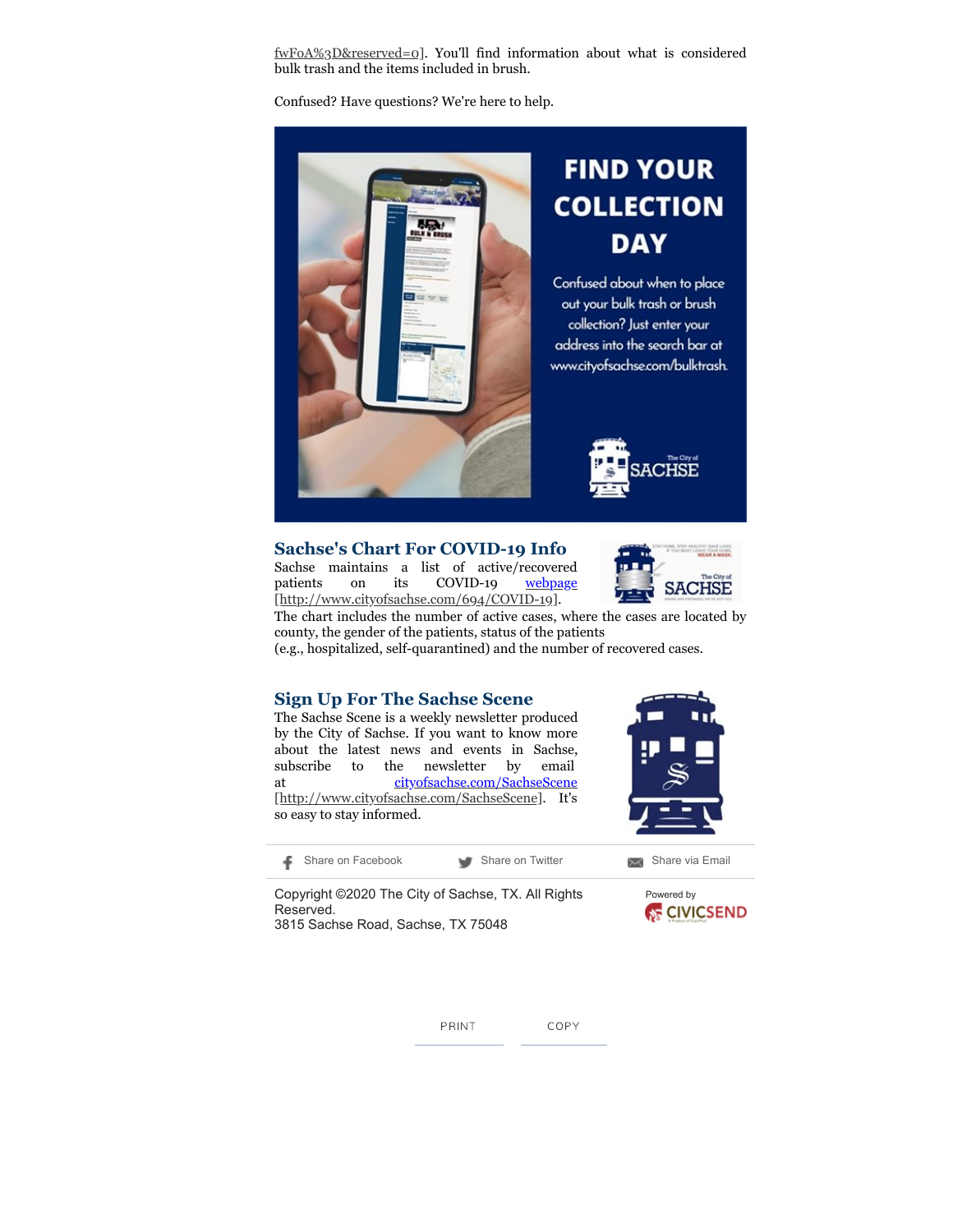fwFoA%3D&reserved=0]. You'll find information about what is considered bulk trash and the items included in brush.

Confused? Have questions? We're here to help.

FIND YOUR COLLECTION DAY

Confused about when to place out your bulk trash or brush collection? Just enter your address into the search bar at www.cityofsachse.com/bulktrash.

## Sachse's Chart For COVID-19 Info

Sachse maintains a list of active/recovered patients on its COVID-19 webpage [http://www.cityofsachse.com/694/COVID-19]. The chart includes the number of active cases, where the cases are located by county, the gender of the patients, status of the patients (e.g., hospitalized, self-quarantined) and the number of recovered cases.

## Sign Up For The Sachse Scene

The Sachse Scene is a weekly newsletter produced by the City of Sachse. If you want to know more about the latest news and events in Sachse, subscribe to the newsletter by email at cityofsachse.com/SachseScene [http://www.cityofsachse.com/SachseScene]. It's so easy to stay informed.

Share on Facebook Share on Twitter Share via Email

Copyright ©2020 The City of Sachse, TX. All Rights Reserved.
3815 Sachse Road, Sachse, TX 75048

Powered by CIVICSEND

PRINT COPY